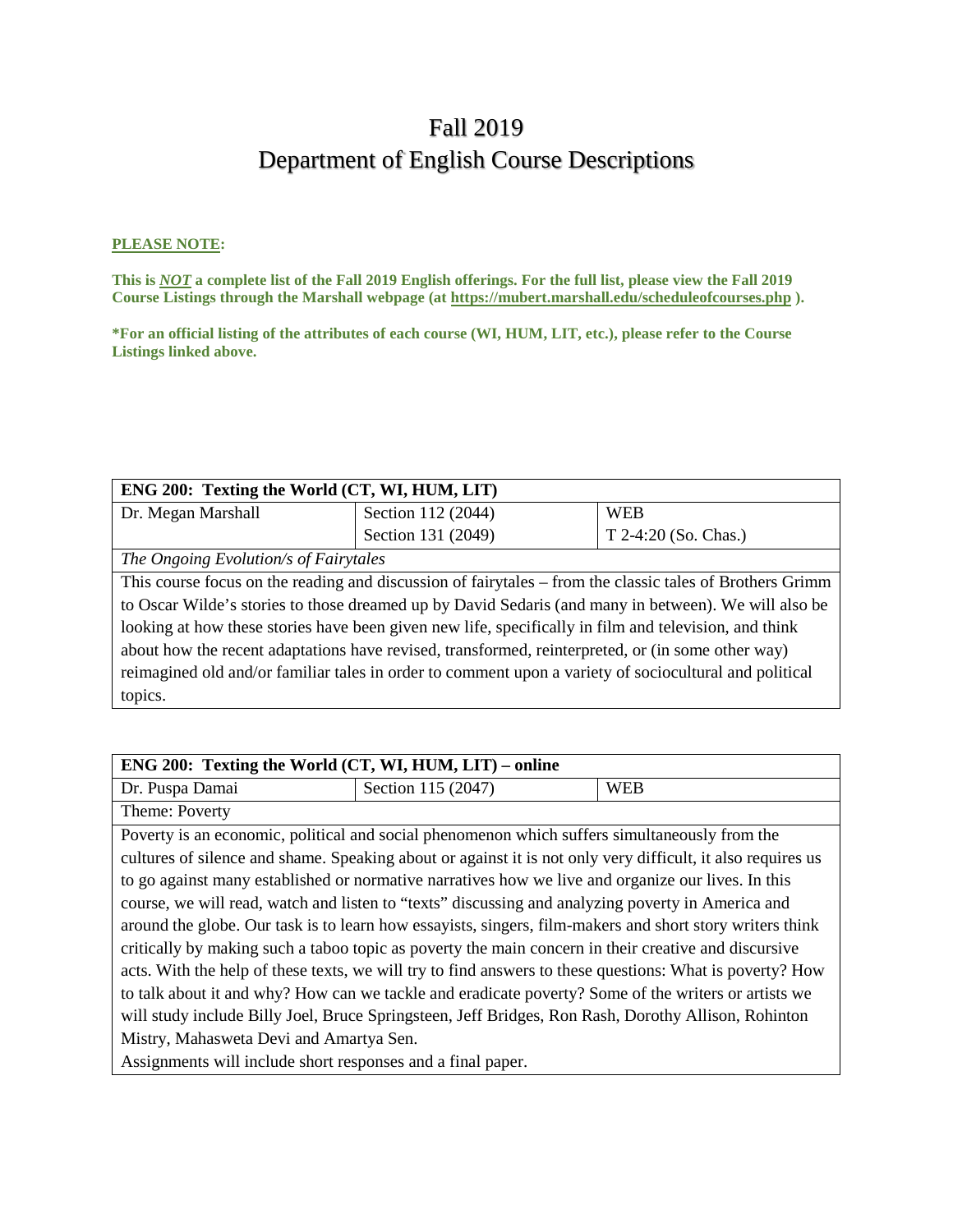# Fall 2019
# Department of English Course Descriptions

**PLEASE NOTE:**

**This is *NOT* a complete list of the Fall 2019 English offerings. For the full list, please view the Fall 2019 Course Listings through the Marshall webpage (at https://mubert.marshall.edu/scheduleofcourses.php ).**

**\*For an official listing of the attributes of each course (WI, HUM, LIT, etc.), please refer to the Course Listings linked above.**

| **ENG 200: Texting the World (CT, WI, HUM, LIT)** | | |
|---|---|---|
| Dr. Megan Marshall | Section 112 (2044)<br>Section 131 (2049) | WEB<br>T 2-4:20 (So. Chas.) |
| *The Ongoing Evolution/s of Fairytales* | | |
| This course focus on the reading and discussion of fairytales – from the classic tales of Brothers Grimm to Oscar Wilde's stories to those dreamed up by David Sedaris (and many in between). We will also be looking at how these stories have been given new life, specifically in film and television, and think about how the recent adaptations have revised, transformed, reinterpreted, or (in some other way) reimagined old and/or familiar tales in order to comment upon a variety of sociocultural and political topics. | | |

| **ENG 200: Texting the World (CT, WI, HUM, LIT) – online** | | |
|---|---|---|
| Dr. Puspa Damai | Section 115 (2047) | WEB |
| Theme: Poverty | | |
| Poverty is an economic, political and social phenomenon which suffers simultaneously from the cultures of silence and shame. Speaking about or against it is not only very difficult, it also requires us to go against many established or normative narratives how we live and organize our lives. In this course, we will read, watch and listen to "texts" discussing and analyzing poverty in America and around the globe. Our task is to learn how essayists, singers, film-makers and short story writers think critically by making such a taboo topic as poverty the main concern in their creative and discursive acts. With the help of these texts, we will try to find answers to these questions: What is poverty? How to talk about it and why? How can we tackle and eradicate poverty? Some of the writers or artists we will study include Billy Joel, Bruce Springsteen, Jeff Bridges, Ron Rash, Dorothy Allison, Rohinton Mistry, Mahasweta Devi and Amartya Sen.<br>Assignments will include short responses and a final paper. | | |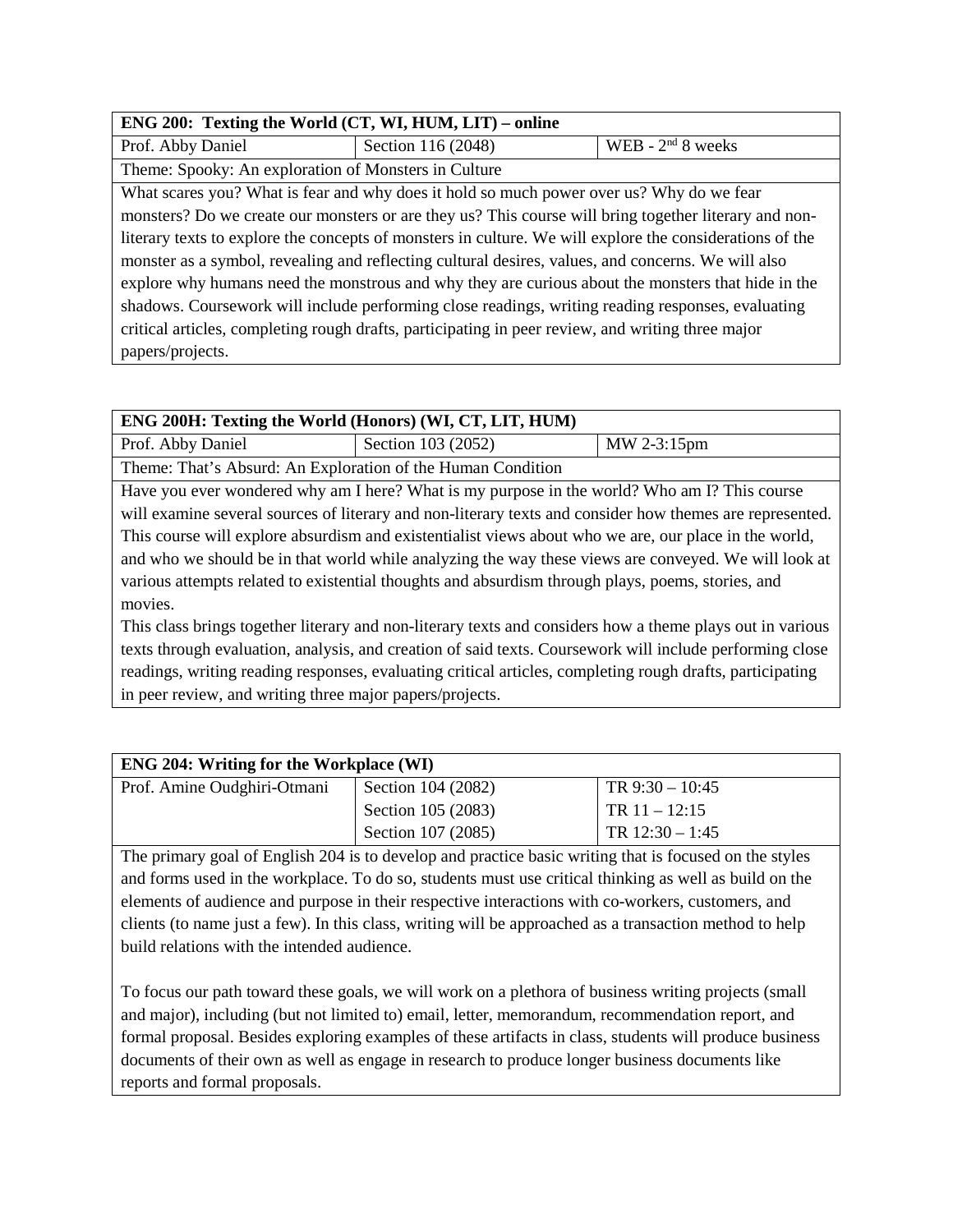| **ENG 200: Texting the World (CT, WI, HUM, LIT) – online** | | |
|---|---|---|
| Prof. Abby Daniel | Section 116 (2048) | WEB - 2nd 8 weeks |
| Theme: Spooky: An exploration of Monsters in Culture | | |
| What scares you? What is fear and why does it hold so much power over us? Why do we fear monsters? Do we create our monsters or are they us? This course will bring together literary and non-literary texts to explore the concepts of monsters in culture. We will explore the considerations of the monster as a symbol, revealing and reflecting cultural desires, values, and concerns. We will also explore why humans need the monstrous and why they are curious about the monsters that hide in the shadows. Coursework will include performing close readings, writing reading responses, evaluating critical articles, completing rough drafts, participating in peer review, and writing three major papers/projects. | | |

| **ENG 200H: Texting the World (Honors) (WI, CT, LIT, HUM)** | | |
|---|---|---|
| Prof. Abby Daniel | Section 103 (2052) | MW 2-3:15pm |
| Theme: That's Absurd: An Exploration of the Human Condition | | |
| Have you ever wondered why am I here? What is my purpose in the world? Who am I? This course will examine several sources of literary and non-literary texts and consider how themes are represented. This course will explore absurdism and existentialist views about who we are, our place in the world, and who we should be in that world while analyzing the way these views are conveyed. We will look at various attempts related to existential thoughts and absurdism through plays, poems, stories, and movies.<br>This class brings together literary and non-literary texts and considers how a theme plays out in various texts through evaluation, analysis, and creation of said texts. Coursework will include performing close readings, writing reading responses, evaluating critical articles, completing rough drafts, participating in peer review, and writing three major papers/projects. | | |

| **ENG 204: Writing for the Workplace (WI)** | | |
|---|---|---|
| Prof. Amine Oudghiri-Otmani | Section 104 (2082)<br>Section 105 (2083)<br>Section 107 (2085) | TR 9:30 – 10:45<br>TR 11 – 12:15<br>TR 12:30 – 1:45 |
| The primary goal of English 204 is to develop and practice basic writing that is focused on the styles and forms used in the workplace. To do so, students must use critical thinking as well as build on the elements of audience and purpose in their respective interactions with co-workers, customers, and clients (to name just a few). In this class, writing will be approached as a transaction method to help build relations with the intended audience.<br><br>To focus our path toward these goals, we will work on a plethora of business writing projects (small and major), including (but not limited to) email, letter, memorandum, recommendation report, and formal proposal. Besides exploring examples of these artifacts in class, students will produce business documents of their own as well as engage in research to produce longer business documents like reports and formal proposals. | | |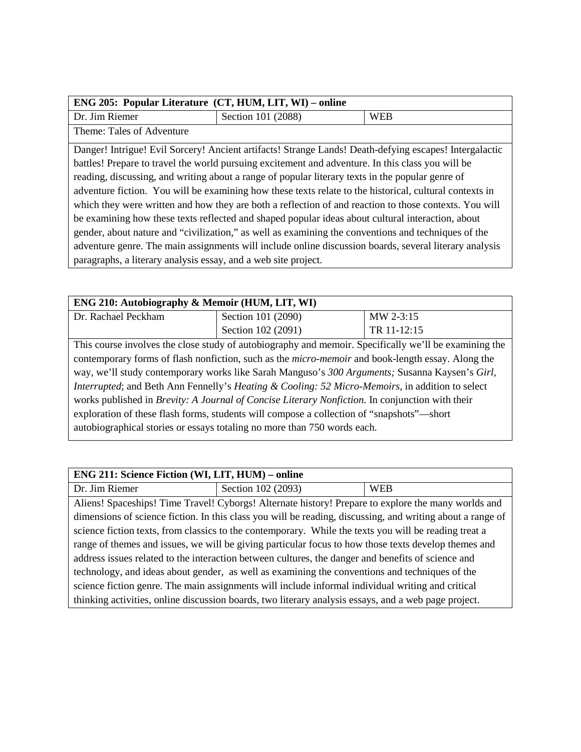| **ENG 205: Popular Literature (CT, HUM, LIT, WI) – online** | | |
|---|---|---|
| Dr. Jim Riemer | Section 101 (2088) | WEB |
| Theme: Tales of Adventure | | |
| Danger! Intrigue! Evil Sorcery! Ancient artifacts! Strange Lands! Death-defying escapes! Intergalactic battles! Prepare to travel the world pursuing excitement and adventure. In this class you will be reading, discussing, and writing about a range of popular literary texts in the popular genre of adventure fiction. You will be examining how these texts relate to the historical, cultural contexts in which they were written and how they are both a reflection of and reaction to those contexts. You will be examining how these texts reflected and shaped popular ideas about cultural interaction, about gender, about nature and "civilization," as well as examining the conventions and techniques of the adventure genre. The main assignments will include online discussion boards, several literary analysis paragraphs, a literary analysis essay, and a web site project. | | |

| **ENG 210: Autobiography & Memoir (HUM, LIT, WI)** | | |
|---|---|---|
| Dr. Rachael Peckham | Section 101 (2090) | MW 2-3:15 |
| | Section 102 (2091) | TR 11-12:15 |
| This course involves the close study of autobiography and memoir. Specifically we'll be examining the contemporary forms of flash nonfiction, such as the *micro-memoir* and book-length essay. Along the way, we'll study contemporary works like Sarah Manguso's *300 Arguments;* Susanna Kaysen's *Girl, Interrupted*; and Beth Ann Fennelly's *Heating & Cooling: 52 Micro-Memoirs*, in addition to select works published in *Brevity: A Journal of Concise Literary Nonfiction.* In conjunction with their exploration of these flash forms, students will compose a collection of "snapshots"—short autobiographical stories or essays totaling no more than 750 words each. | | |

| **ENG 211: Science Fiction (WI, LIT, HUM) – online** | | |
|---|---|---|
| Dr. Jim Riemer | Section 102 (2093) | WEB |
| Aliens! Spaceships! Time Travel! Cyborgs! Alternate history! Prepare to explore the many worlds and dimensions of science fiction. In this class you will be reading, discussing, and writing about a range of science fiction texts, from classics to the contemporary. While the texts you will be reading treat a range of themes and issues, we will be giving particular focus to how those texts develop themes and address issues related to the interaction between cultures, the danger and benefits of science and technology, and ideas about gender, as well as examining the conventions and techniques of the science fiction genre. The main assignments will include informal individual writing and critical thinking activities, online discussion boards, two literary analysis essays, and a web page project. | | |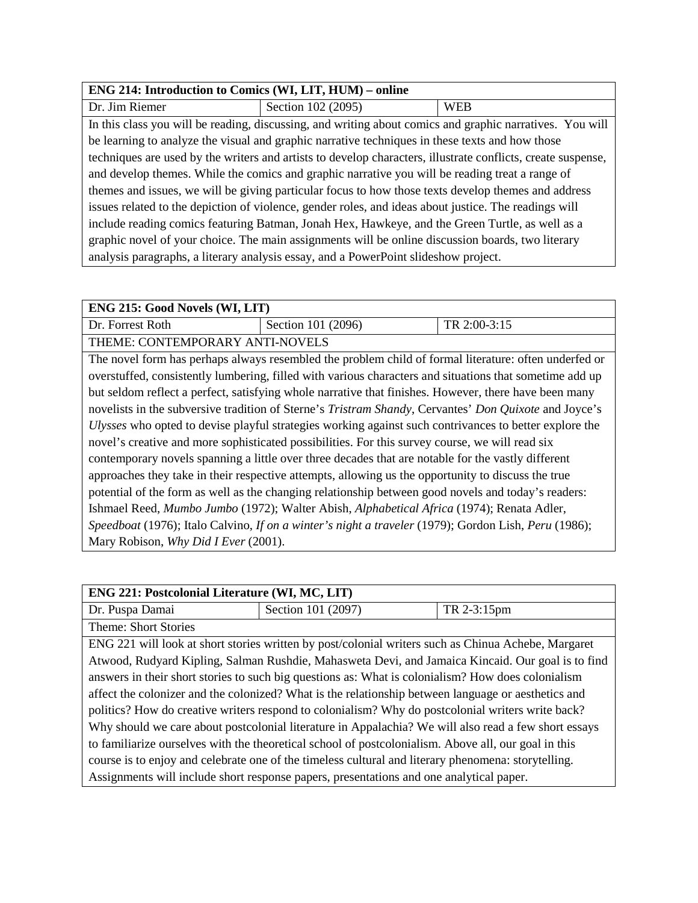| ENG 214: Introduction to Comics (WI, LIT, HUM) – online | | |
|---|---|---|
| Dr. Jim Riemer | Section 102 (2095) | WEB |
| In this class you will be reading, discussing, and writing about comics and graphic narratives. You will be learning to analyze the visual and graphic narrative techniques in these texts and how those techniques are used by the writers and artists to develop characters, illustrate conflicts, create suspense, and develop themes. While the comics and graphic narrative you will be reading treat a range of themes and issues, we will be giving particular focus to how those texts develop themes and address issues related to the depiction of violence, gender roles, and ideas about justice. The readings will include reading comics featuring Batman, Jonah Hex, Hawkeye, and the Green Turtle, as well as a graphic novel of your choice. The main assignments will be online discussion boards, two literary analysis paragraphs, a literary analysis essay, and a PowerPoint slideshow project. | | |

| ENG 215: Good Novels (WI, LIT) | | |
|---|---|---|
| Dr. Forrest Roth | Section 101 (2096) | TR 2:00-3:15 |
| THEME: CONTEMPORARY ANTI-NOVELS | | |
| The novel form has perhaps always resembled the problem child of formal literature: often underfed or overstuffed, consistently lumbering, filled with various characters and situations that sometime add up but seldom reflect a perfect, satisfying whole narrative that finishes. However, there have been many novelists in the subversive tradition of Sterne's *Tristram Shandy*, Cervantes' *Don Quixote* and Joyce's *Ulysses* who opted to devise playful strategies working against such contrivances to better explore the novel's creative and more sophisticated possibilities. For this survey course, we will read six contemporary novels spanning a little over three decades that are notable for the vastly different approaches they take in their respective attempts, allowing us the opportunity to discuss the true potential of the form as well as the changing relationship between good novels and today's readers: Ishmael Reed, *Mumbo Jumbo* (1972); Walter Abish, *Alphabetical Africa* (1974); Renata Adler, *Speedboat* (1976); Italo Calvino, *If on a winter's night a traveler* (1979); Gordon Lish, *Peru* (1986); Mary Robison, *Why Did I Ever* (2001). | | |

| ENG 221: Postcolonial Literature (WI, MC, LIT) | | |
|---|---|---|
| Dr. Puspa Damai | Section 101 (2097) | TR 2-3:15pm |
| Theme: Short Stories | | |
| ENG 221 will look at short stories written by post/colonial writers such as Chinua Achebe, Margaret Atwood, Rudyard Kipling, Salman Rushdie, Mahasweta Devi, and Jamaica Kincaid. Our goal is to find answers in their short stories to such big questions as: What is colonialism? How does colonialism affect the colonizer and the colonized? What is the relationship between language or aesthetics and politics? How do creative writers respond to colonialism? Why do postcolonial writers write back? Why should we care about postcolonial literature in Appalachia? We will also read a few short essays to familiarize ourselves with the theoretical school of postcolonialism. Above all, our goal in this course is to enjoy and celebrate one of the timeless cultural and literary phenomena: storytelling. Assignments will include short response papers, presentations and one analytical paper. | | |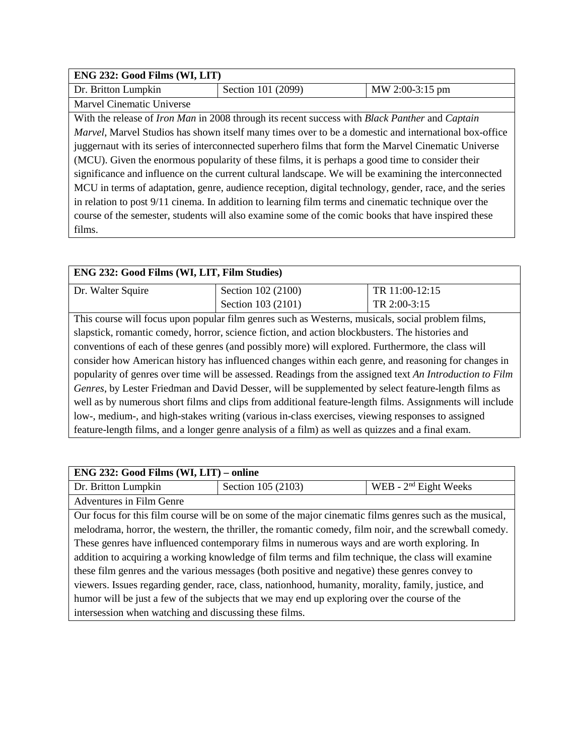| **ENG 232: Good Films (WI, LIT)** | | |
|---|---|---|
| Dr. Britton Lumpkin | Section 101 (2099) | MW 2:00-3:15 pm |
| Marvel Cinematic Universe | | |
| With the release of *Iron Man* in 2008 through its recent success with *Black Panther* and *Captain Marvel*, Marvel Studios has shown itself many times over to be a domestic and international box-office juggernaut with its series of interconnected superhero films that form the Marvel Cinematic Universe (MCU). Given the enormous popularity of these films, it is perhaps a good time to consider their significance and influence on the current cultural landscape. We will be examining the interconnected MCU in terms of adaptation, genre, audience reception, digital technology, gender, race, and the series in relation to post 9/11 cinema. In addition to learning film terms and cinematic technique over the course of the semester, students will also examine some of the comic books that have inspired these films. | | |

| **ENG 232: Good Films (WI, LIT, Film Studies)** | | |
|---|---|---|
| Dr. Walter Squire | Section 102 (2100)<br>Section 103 (2101) | TR 11:00-12:15<br>TR 2:00-3:15 |
| This course will focus upon popular film genres such as Westerns, musicals, social problem films, slapstick, romantic comedy, horror, science fiction, and action blockbusters. The histories and conventions of each of these genres (and possibly more) will explored. Furthermore, the class will consider how American history has influenced changes within each genre, and reasoning for changes in popularity of genres over time will be assessed. Readings from the assigned text *An Introduction to Film Genres*, by Lester Friedman and David Desser, will be supplemented by select feature-length films as well as by numerous short films and clips from additional feature-length films. Assignments will include low-, medium-, and high-stakes writing (various in-class exercises, viewing responses to assigned feature-length films, and a longer genre analysis of a film) as well as quizzes and a final exam. | | |

| **ENG 232: Good Films (WI, LIT) – online** | | |
|---|---|---|
| Dr. Britton Lumpkin | Section 105 (2103) | WEB - 2nd Eight Weeks |
| Adventures in Film Genre | | |
| Our focus for this film course will be on some of the major cinematic films genres such as the musical, melodrama, horror, the western, the thriller, the romantic comedy, film noir, and the screwball comedy. These genres have influenced contemporary films in numerous ways and are worth exploring. In addition to acquiring a working knowledge of film terms and film technique, the class will examine these film genres and the various messages (both positive and negative) these genres convey to viewers. Issues regarding gender, race, class, nationhood, humanity, morality, family, justice, and humor will be just a few of the subjects that we may end up exploring over the course of the intersession when watching and discussing these films. | | |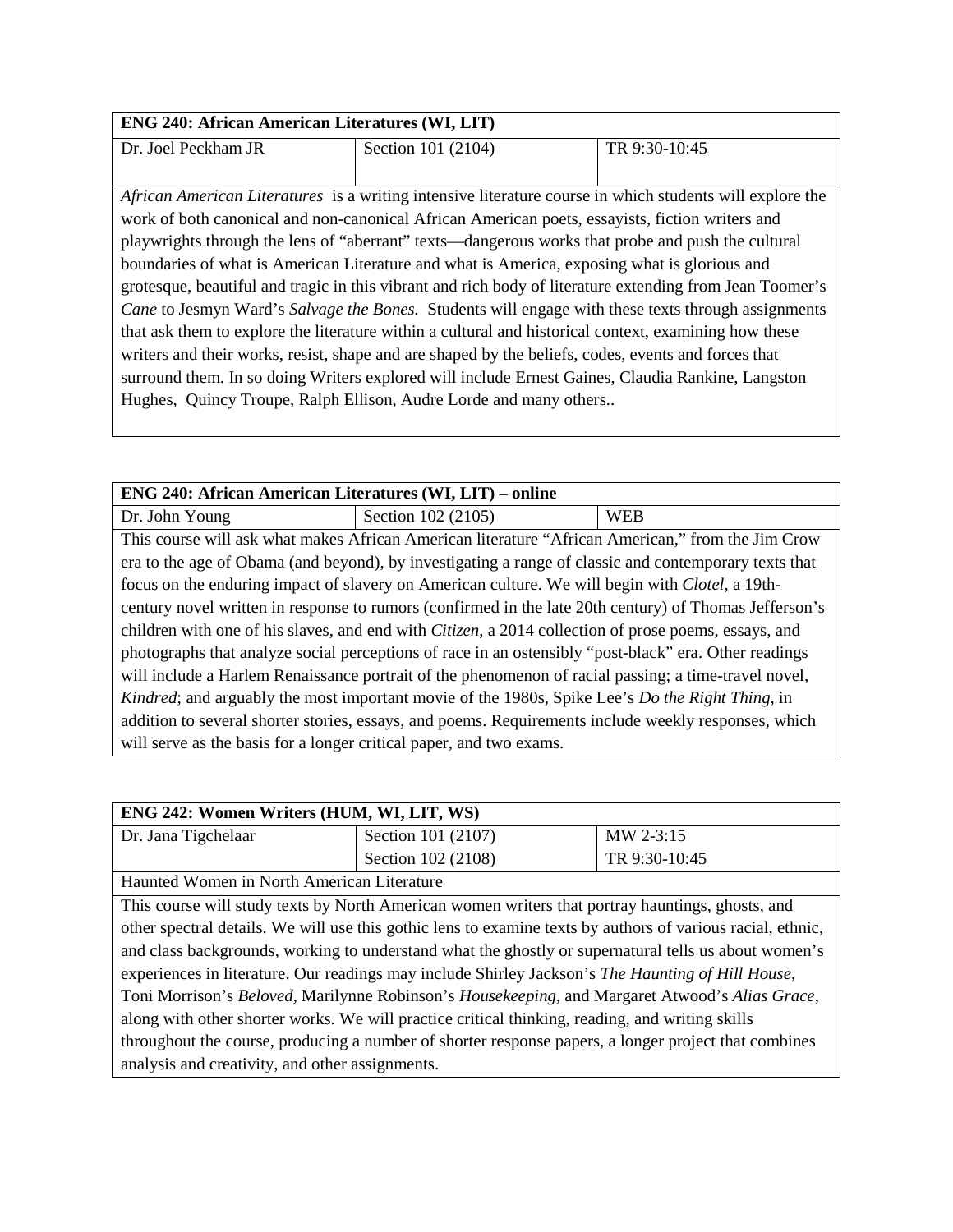| ENG 240: African American Literatures (WI, LIT) | | |
|---|---|---|
| Dr. Joel Peckham JR | Section 101 (2104) | TR 9:30-10:45 |

*African American Literatures* is a writing intensive literature course in which students will explore the work of both canonical and non-canonical African American poets, essayists, fiction writers and playwrights through the lens of "aberrant" texts—dangerous works that probe and push the cultural boundaries of what is American Literature and what is America, exposing what is glorious and grotesque, beautiful and tragic in this vibrant and rich body of literature extending from Jean Toomer's *Cane* to Jesmyn Ward's *Salvage the Bones*. Students will engage with these texts through assignments that ask them to explore the literature within a cultural and historical context, examining how these writers and their works, resist, shape and are shaped by the beliefs, codes, events and forces that surround them. In so doing Writers explored will include Ernest Gaines, Claudia Rankine, Langston Hughes, Quincy Troupe, Ralph Ellison, Audre Lorde and many others..

| ENG 240: African American Literatures (WI, LIT) – online | | |
|---|---|---|
| Dr. John Young | Section 102 (2105) | WEB |

This course will ask what makes African American literature "African American," from the Jim Crow era to the age of Obama (and beyond), by investigating a range of classic and contemporary texts that focus on the enduring impact of slavery on American culture. We will begin with *Clotel*, a 19th-century novel written in response to rumors (confirmed in the late 20th century) of Thomas Jefferson's children with one of his slaves, and end with *Citizen*, a 2014 collection of prose poems, essays, and photographs that analyze social perceptions of race in an ostensibly "post-black" era. Other readings will include a Harlem Renaissance portrait of the phenomenon of racial passing; a time-travel novel, *Kindred*; and arguably the most important movie of the 1980s, Spike Lee's *Do the Right Thing*, in addition to several shorter stories, essays, and poems. Requirements include weekly responses, which will serve as the basis for a longer critical paper, and two exams.

| ENG 242: Women Writers (HUM, WI, LIT, WS) | | |
|---|---|---|
| Dr. Jana Tigchelaar | Section 101 (2107) | MW 2-3:15 |
| | Section 102 (2108) | TR 9:30-10:45 |

Haunted Women in North American Literature

This course will study texts by North American women writers that portray hauntings, ghosts, and other spectral details. We will use this gothic lens to examine texts by authors of various racial, ethnic, and class backgrounds, working to understand what the ghostly or supernatural tells us about women's experiences in literature. Our readings may include Shirley Jackson's *The Haunting of Hill House*, Toni Morrison's *Beloved*, Marilynne Robinson's *Housekeeping*, and Margaret Atwood's *Alias Grace*, along with other shorter works. We will practice critical thinking, reading, and writing skills throughout the course, producing a number of shorter response papers, a longer project that combines analysis and creativity, and other assignments.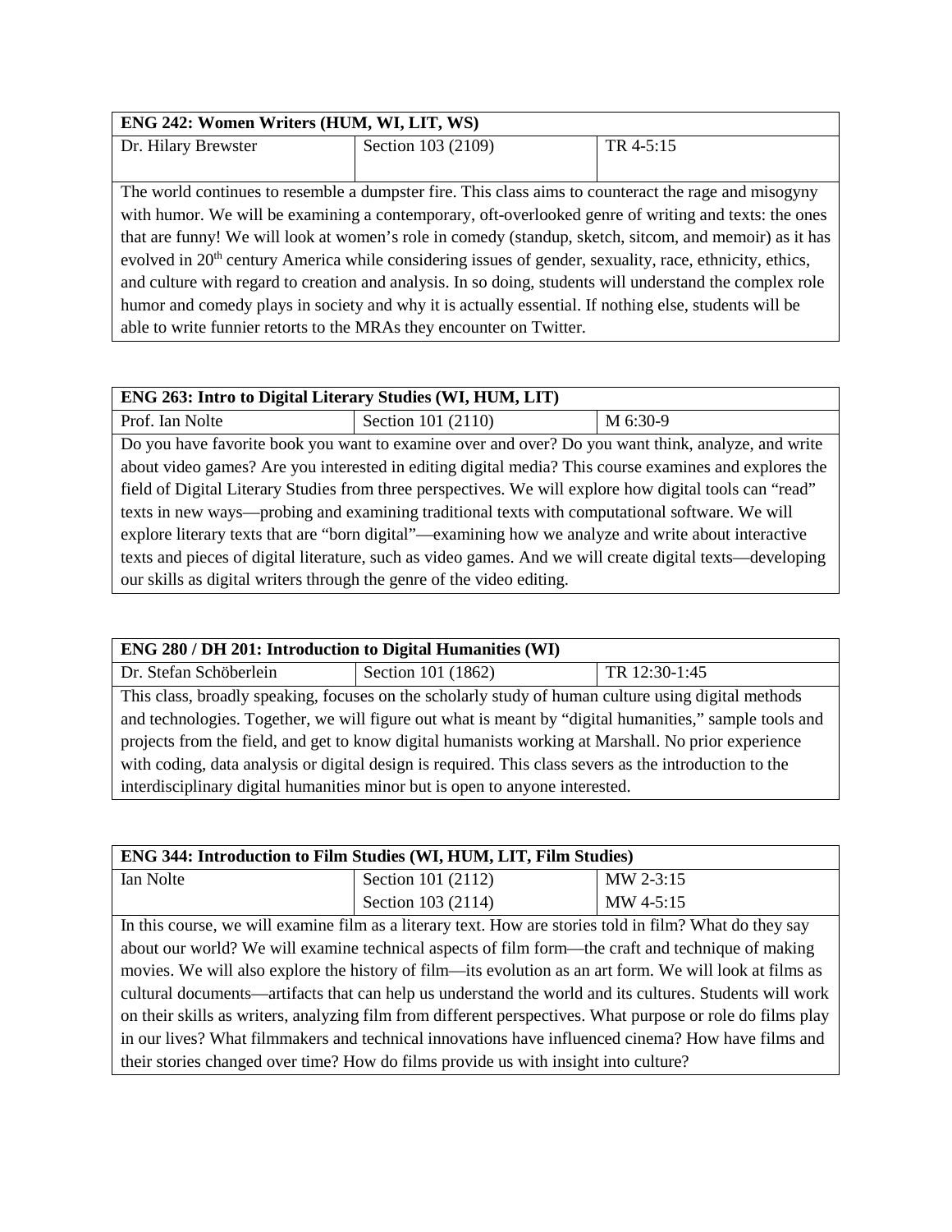| ENG 242: Women Writers (HUM, WI, LIT, WS) | | |
|---|---|---|
| Dr. Hilary Brewster | Section 103 (2109) | TR 4-5:15 |

The world continues to resemble a dumpster fire. This class aims to counteract the rage and misogyny with humor. We will be examining a contemporary, oft-overlooked genre of writing and texts: the ones that are funny! We will look at women's role in comedy (standup, sketch, sitcom, and memoir) as it has evolved in 20th century America while considering issues of gender, sexuality, race, ethnicity, ethics, and culture with regard to creation and analysis. In so doing, students will understand the complex role humor and comedy plays in society and why it is actually essential. If nothing else, students will be able to write funnier retorts to the MRAs they encounter on Twitter.

| ENG 263: Intro to Digital Literary Studies (WI, HUM, LIT) | | |
|---|---|---|
| Prof. Ian Nolte | Section 101 (2110) | M 6:30-9 |

Do you have favorite book you want to examine over and over? Do you want think, analyze, and write about video games? Are you interested in editing digital media? This course examines and explores the field of Digital Literary Studies from three perspectives. We will explore how digital tools can "read" texts in new ways—probing and examining traditional texts with computational software. We will explore literary texts that are "born digital"—examining how we analyze and write about interactive texts and pieces of digital literature, such as video games. And we will create digital texts—developing our skills as digital writers through the genre of the video editing.

| ENG 280 / DH 201: Introduction to Digital Humanities (WI) | | |
|---|---|---|
| Dr. Stefan Schöberlein | Section 101 (1862) | TR 12:30-1:45 |

This class, broadly speaking, focuses on the scholarly study of human culture using digital methods and technologies. Together, we will figure out what is meant by "digital humanities," sample tools and projects from the field, and get to know digital humanists working at Marshall. No prior experience with coding, data analysis or digital design is required. This class severs as the introduction to the interdisciplinary digital humanities minor but is open to anyone interested.

| ENG 344: Introduction to Film Studies (WI, HUM, LIT, Film Studies) | | |
|---|---|---|
| Ian Nolte | Section 101 (2112) | MW 2-3:15 |
| | Section 103 (2114) | MW 4-5:15 |

In this course, we will examine film as a literary text. How are stories told in film? What do they say about our world? We will examine technical aspects of film form—the craft and technique of making movies. We will also explore the history of film—its evolution as an art form. We will look at films as cultural documents—artifacts that can help us understand the world and its cultures. Students will work on their skills as writers, analyzing film from different perspectives. What purpose or role do films play in our lives? What filmmakers and technical innovations have influenced cinema? How have films and their stories changed over time? How do films provide us with insight into culture?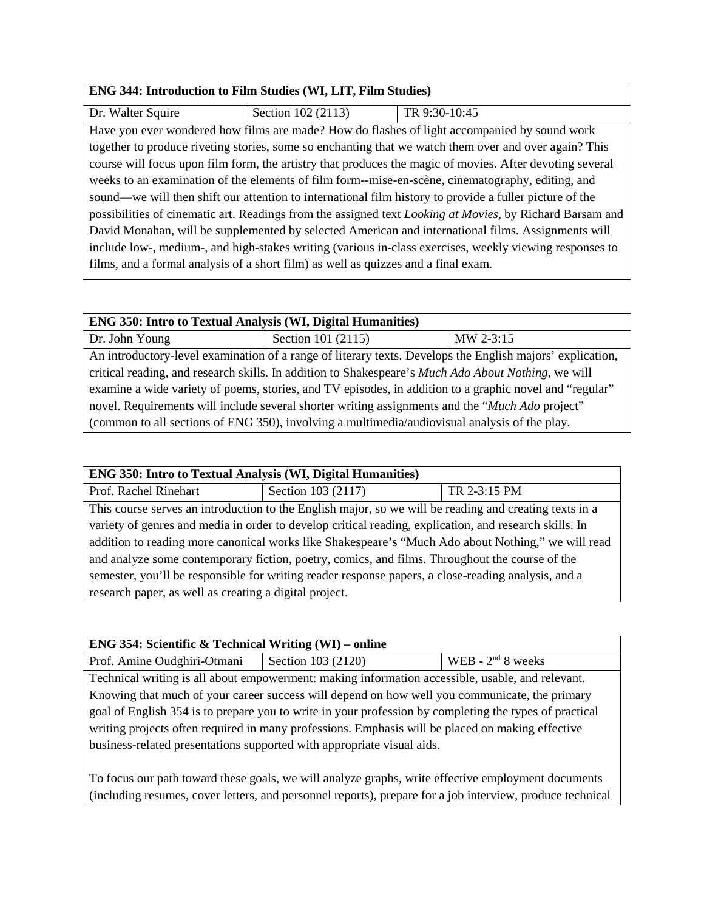| **ENG 344: Introduction to Film Studies (WI, LIT, Film Studies)** | | |
|---|---|---|
| Dr. Walter Squire | Section 102 (2113) | TR 9:30-10:45 |
| Have you ever wondered how films are made? How do flashes of light accompanied by sound work together to produce riveting stories, some so enchanting that we watch them over and over again? This course will focus upon film form, the artistry that produces the magic of movies. After devoting several weeks to an examination of the elements of film form--mise-en-scène, cinematography, editing, and sound—we will then shift our attention to international film history to provide a fuller picture of the possibilities of cinematic art. Readings from the assigned text *Looking at Movies*, by Richard Barsam and David Monahan, will be supplemented by selected American and international films. Assignments will include low-, medium-, and high-stakes writing (various in-class exercises, weekly viewing responses to films, and a formal analysis of a short film) as well as quizzes and a final exam. | | |

| **ENG 350: Intro to Textual Analysis (WI, Digital Humanities)** | | |
|---|---|---|
| Dr. John Young | Section 101 (2115) | MW 2-3:15 |
| An introductory-level examination of a range of literary texts. Develops the English majors' explication, critical reading, and research skills. In addition to Shakespeare's *Much Ado About Nothing*, we will examine a wide variety of poems, stories, and TV episodes, in addition to a graphic novel and "regular" novel. Requirements will include several shorter writing assignments and the "*Much Ado* project" (common to all sections of ENG 350), involving a multimedia/audiovisual analysis of the play. | | |

| **ENG 350: Intro to Textual Analysis (WI, Digital Humanities)** | | |
|---|---|---|
| Prof. Rachel Rinehart | Section 103 (2117) | TR 2-3:15 PM |
| This course serves an introduction to the English major, so we will be reading and creating texts in a variety of genres and media in order to develop critical reading, explication, and research skills. In addition to reading more canonical works like Shakespeare's "Much Ado about Nothing," we will read and analyze some contemporary fiction, poetry, comics, and films. Throughout the course of the semester, you'll be responsible for writing reader response papers, a close-reading analysis, and a research paper, as well as creating a digital project. | | |

| **ENG 354: Scientific & Technical Writing (WI) – online** | | |
|---|---|---|
| Prof. Amine Oudghiri-Otmani | Section 103 (2120) | WEB - 2nd 8 weeks |
| Technical writing is all about empowerment: making information accessible, usable, and relevant. Knowing that much of your career success will depend on how well you communicate, the primary goal of English 354 is to prepare you to write in your profession by completing the types of practical writing projects often required in many professions. Emphasis will be placed on making effective business-related presentations supported with appropriate visual aids.<br><br>To focus our path toward these goals, we will analyze graphs, write effective employment documents (including resumes, cover letters, and personnel reports), prepare for a job interview, produce technical | | |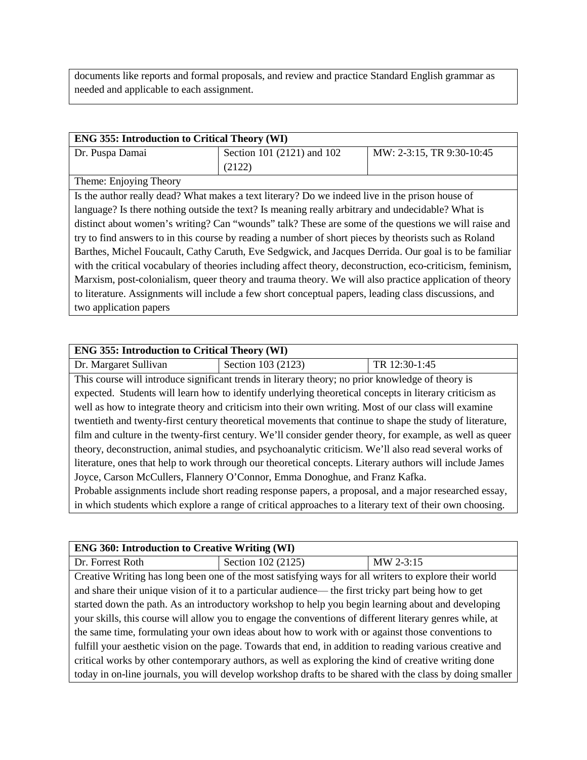documents like reports and formal proposals, and review and practice Standard English grammar as needed and applicable to each assignment.

| ENG 355: Introduction to Critical Theory (WI) | | |
|---|---|---|
| Dr. Puspa Damai | Section 101 (2121) and 102 (2122) | MW: 2-3:15, TR 9:30-10:45 |
| Theme: Enjoying Theory | | |
| Is the author really dead? What makes a text literary? Do we indeed live in the prison house of language? Is there nothing outside the text? Is meaning really arbitrary and undecidable? What is distinct about women's writing? Can "wounds" talk? These are some of the questions we will raise and try to find answers to in this course by reading a number of short pieces by theorists such as Roland Barthes, Michel Foucault, Cathy Caruth, Eve Sedgwick, and Jacques Derrida. Our goal is to be familiar with the critical vocabulary of theories including affect theory, deconstruction, eco-criticism, feminism, Marxism, post-colonialism, queer theory and trauma theory. We will also practice application of theory to literature. Assignments will include a few short conceptual papers, leading class discussions, and two application papers | | |

| ENG 355: Introduction to Critical Theory (WI) | | |
|---|---|---|
| Dr. Margaret Sullivan | Section 103 (2123) | TR 12:30-1:45 |
| This course will introduce significant trends in literary theory; no prior knowledge of theory is expected. Students will learn how to identify underlying theoretical concepts in literary criticism as well as how to integrate theory and criticism into their own writing. Most of our class will examine twentieth and twenty-first century theoretical movements that continue to shape the study of literature, film and culture in the twenty-first century. We'll consider gender theory, for example, as well as queer theory, deconstruction, animal studies, and psychoanalytic criticism. We'll also read several works of literature, ones that help to work through our theoretical concepts. Literary authors will include James Joyce, Carson McCullers, Flannery O'Connor, Emma Donoghue, and Franz Kafka. Probable assignments include short reading response papers, a proposal, and a major researched essay, in which students which explore a range of critical approaches to a literary text of their own choosing. | | |

| ENG 360: Introduction to Creative Writing (WI) | | |
|---|---|---|
| Dr. Forrest Roth | Section 102 (2125) | MW 2-3:15 |
| Creative Writing has long been one of the most satisfying ways for all writers to explore their world and share their unique vision of it to a particular audience— the first tricky part being how to get started down the path. As an introductory workshop to help you begin learning about and developing your skills, this course will allow you to engage the conventions of different literary genres while, at the same time, formulating your own ideas about how to work with or against those conventions to fulfill your aesthetic vision on the page. Towards that end, in addition to reading various creative and critical works by other contemporary authors, as well as exploring the kind of creative writing done today in on-line journals, you will develop workshop drafts to be shared with the class by doing smaller | | |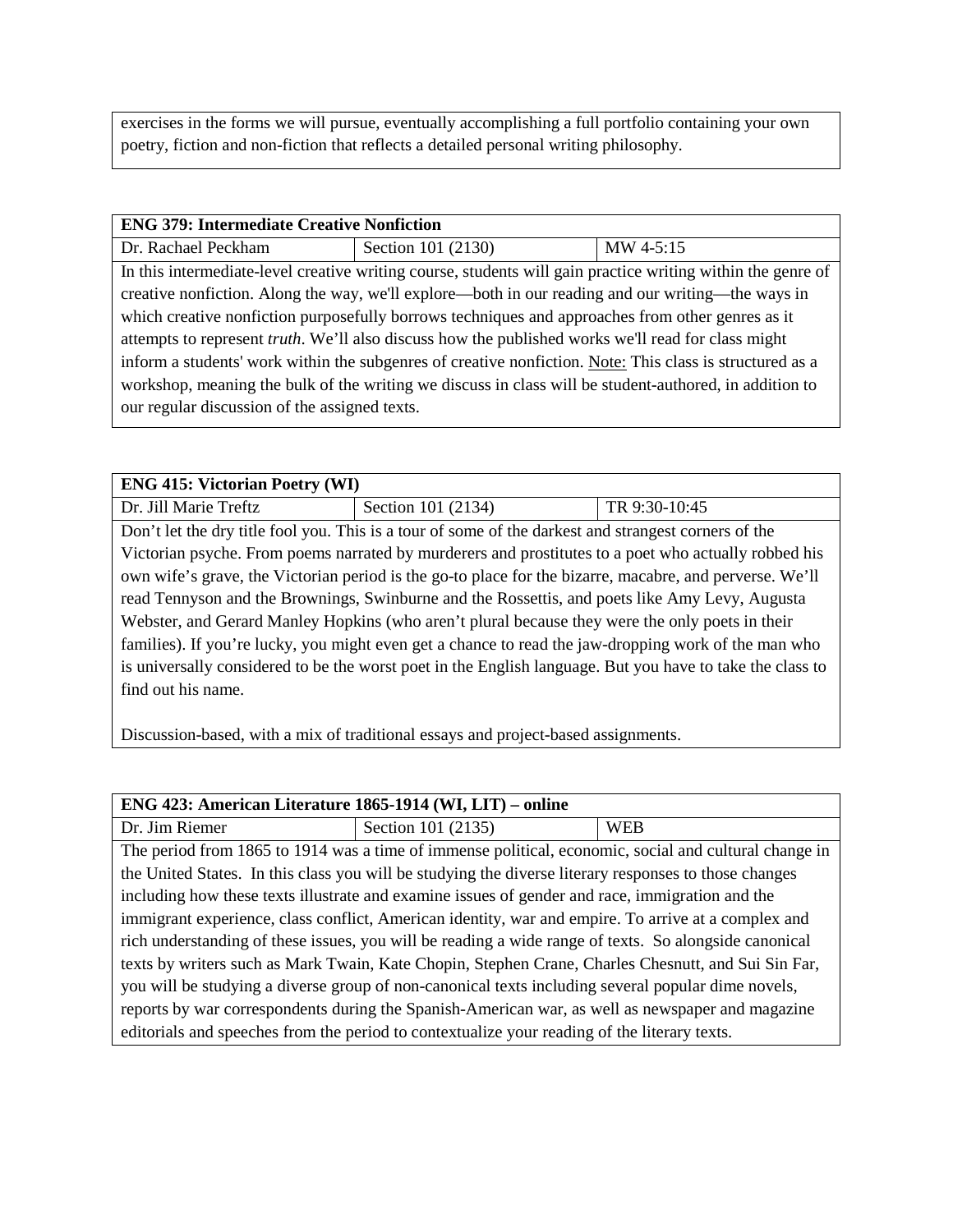exercises in the forms we will pursue, eventually accomplishing a full portfolio containing your own poetry, fiction and non-fiction that reflects a detailed personal writing philosophy.

| **ENG 379: Intermediate Creative Nonfiction** | | |
|---|---|---|
| Dr. Rachael Peckham | Section 101 (2130) | MW 4-5:15 |
| In this intermediate-level creative writing course, students will gain practice writing within the genre of creative nonfiction. Along the way, we'll explore—both in our reading and our writing—the ways in which creative nonfiction purposefully borrows techniques and approaches from other genres as it attempts to represent *truth*. We'll also discuss how the published works we'll read for class might inform a students' work within the subgenres of creative nonfiction. Note: This class is structured as a workshop, meaning the bulk of the writing we discuss in class will be student-authored, in addition to our regular discussion of the assigned texts. | | |

| **ENG 415: Victorian Poetry (WI)** | | |
|---|---|---|
| Dr. Jill Marie Treftz | Section 101 (2134) | TR 9:30-10:45 |
| Don't let the dry title fool you. This is a tour of some of the darkest and strangest corners of the Victorian psyche. From poems narrated by murderers and prostitutes to a poet who actually robbed his own wife's grave, the Victorian period is the go-to place for the bizarre, macabre, and perverse. We'll read Tennyson and the Brownings, Swinburne and the Rossettis, and poets like Amy Levy, Augusta Webster, and Gerard Manley Hopkins (who aren't plural because they were the only poets in their families). If you're lucky, you might even get a chance to read the jaw-dropping work of the man who is universally considered to be the worst poet in the English language. But you have to take the class to find out his name.<br><br>Discussion-based, with a mix of traditional essays and project-based assignments. | | |

| **ENG 423: American Literature 1865-1914 (WI, LIT) – online** | | |
|---|---|---|
| Dr. Jim Riemer | Section 101 (2135) | WEB |
| The period from 1865 to 1914 was a time of immense political, economic, social and cultural change in the United States. In this class you will be studying the diverse literary responses to those changes including how these texts illustrate and examine issues of gender and race, immigration and the immigrant experience, class conflict, American identity, war and empire. To arrive at a complex and rich understanding of these issues, you will be reading a wide range of texts. So alongside canonical texts by writers such as Mark Twain, Kate Chopin, Stephen Crane, Charles Chesnutt, and Sui Sin Far, you will be studying a diverse group of non-canonical texts including several popular dime novels, reports by war correspondents during the Spanish-American war, as well as newspaper and magazine editorials and speeches from the period to contextualize your reading of the literary texts. | | |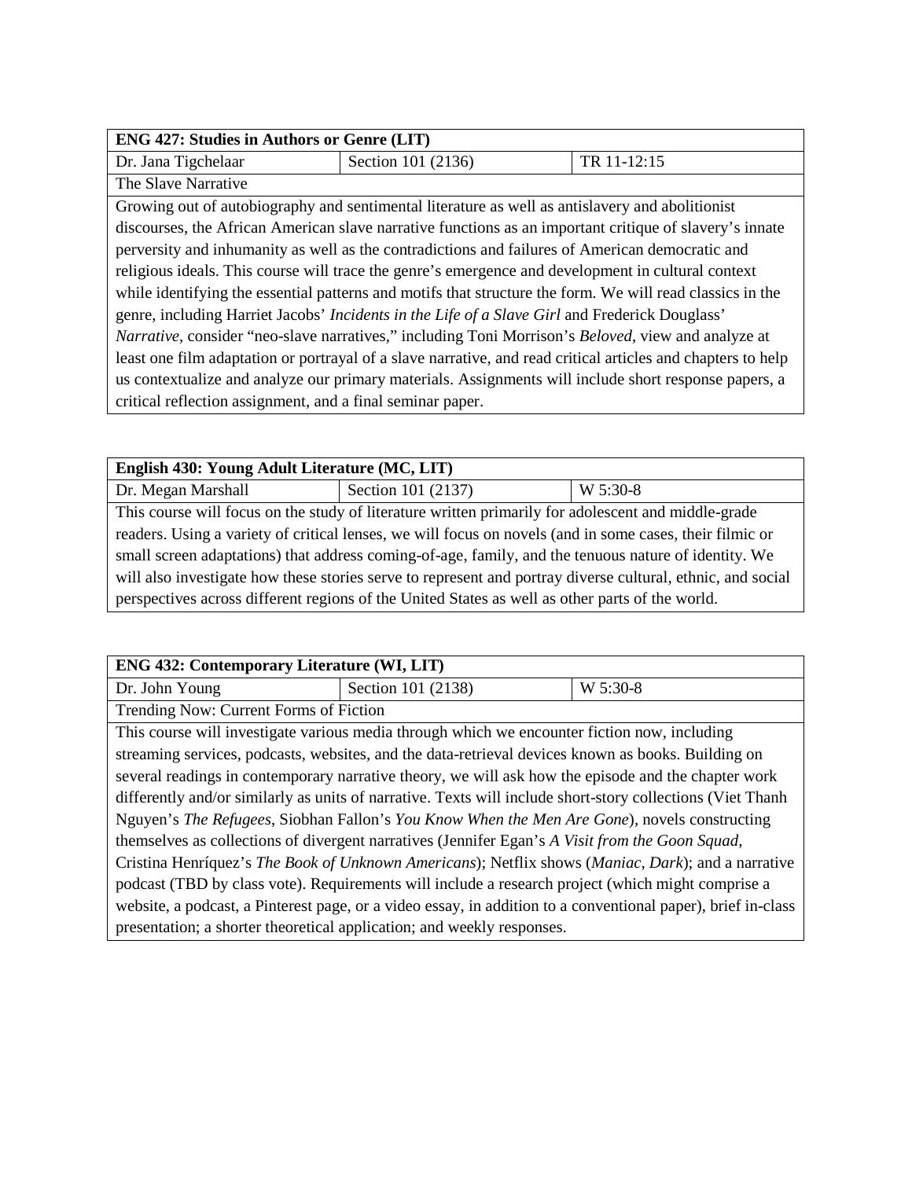| **ENG 427: Studies in Authors or Genre (LIT)** | | |
|---|---|---|
| Dr. Jana Tigchelaar | Section 101 (2136) | TR 11-12:15 |
| The Slave Narrative | | |
| Growing out of autobiography and sentimental literature as well as antislavery and abolitionist discourses, the African American slave narrative functions as an important critique of slavery's innate perversity and inhumanity as well as the contradictions and failures of American democratic and religious ideals. This course will trace the genre's emergence and development in cultural context while identifying the essential patterns and motifs that structure the form. We will read classics in the genre, including Harriet Jacobs' *Incidents in the Life of a Slave Girl* and Frederick Douglass' *Narrative*, consider "neo-slave narratives," including Toni Morrison's *Beloved*, view and analyze at least one film adaptation or portrayal of a slave narrative, and read critical articles and chapters to help us contextualize and analyze our primary materials. Assignments will include short response papers, a critical reflection assignment, and a final seminar paper. | | |

| **English 430: Young Adult Literature (MC, LIT)** | | |
|---|---|---|
| Dr. Megan Marshall | Section 101 (2137) | W 5:30-8 |
| This course will focus on the study of literature written primarily for adolescent and middle-grade readers. Using a variety of critical lenses, we will focus on novels (and in some cases, their filmic or small screen adaptations) that address coming-of-age, family, and the tenuous nature of identity. We will also investigate how these stories serve to represent and portray diverse cultural, ethnic, and social perspectives across different regions of the United States as well as other parts of the world. | | |

| **ENG 432: Contemporary Literature (WI, LIT)** | | |
|---|---|---|
| Dr. John Young | Section 101 (2138) | W 5:30-8 |
| Trending Now: Current Forms of Fiction | | |
| This course will investigate various media through which we encounter fiction now, including streaming services, podcasts, websites, and the data-retrieval devices known as books. Building on several readings in contemporary narrative theory, we will ask how the episode and the chapter work differently and/or similarly as units of narrative. Texts will include short-story collections (Viet Thanh Nguyen's *The Refugees*, Siobhan Fallon's *You Know When the Men Are Gone*), novels constructing themselves as collections of divergent narratives (Jennifer Egan's *A Visit from the Goon Squad*, Cristina Henríquez's *The Book of Unknown Americans*); Netflix shows (*Maniac*, *Dark*); and a narrative podcast (TBD by class vote). Requirements will include a research project (which might comprise a website, a podcast, a Pinterest page, or a video essay, in addition to a conventional paper), brief in-class presentation; a shorter theoretical application; and weekly responses. | | |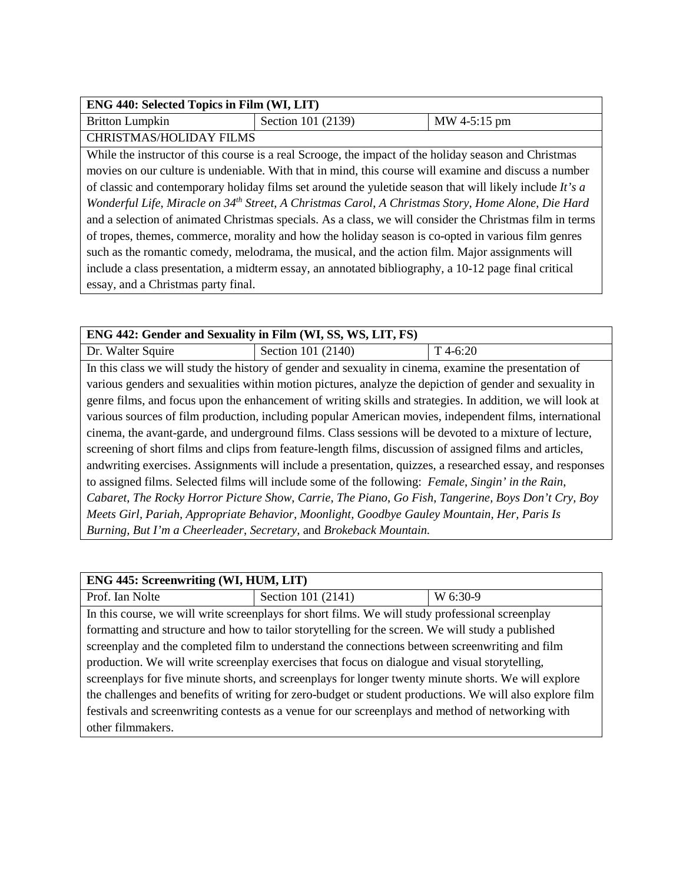| **ENG 440: Selected Topics in Film (WI, LIT)** | | |
|---|---|---|
| Britton Lumpkin | Section 101 (2139) | MW 4-5:15 pm |
| CHRISTMAS/HOLIDAY FILMS | | |
| While the instructor of this course is a real Scrooge, the impact of the holiday season and Christmas movies on our culture is undeniable. With that in mind, this course will examine and discuss a number of classic and contemporary holiday films set around the yuletide season that will likely include *It's a Wonderful Life, Miracle on 34th Street, A Christmas Carol, A Christmas Story, Home Alone, Die Hard* and a selection of animated Christmas specials. As a class, we will consider the Christmas film in terms of tropes, themes, commerce, morality and how the holiday season is co-opted in various film genres such as the romantic comedy, melodrama, the musical, and the action film. Major assignments will include a class presentation, a midterm essay, an annotated bibliography, a 10-12 page final critical essay, and a Christmas party final. | | |

| **ENG 442: Gender and Sexuality in Film (WI, SS, WS, LIT, FS)** | | |
|---|---|---|
| Dr. Walter Squire | Section 101 (2140) | T 4-6:20 |
| In this class we will study the history of gender and sexuality in cinema, examine the presentation of various genders and sexualities within motion pictures, analyze the depiction of gender and sexuality in genre films, and focus upon the enhancement of writing skills and strategies. In addition, we will look at various sources of film production, including popular American movies, independent films, international cinema, the avant-garde, and underground films. Class sessions will be devoted to a mixture of lecture, screening of short films and clips from feature-length films, discussion of assigned films and articles, andwriting exercises. Assignments will include a presentation, quizzes, a researched essay, and responses to assigned films. Selected films will include some of the following: *Female*, *Singin' in the Rain, Cabaret, The Rocky Horror Picture Show*, *Carrie*, *The Piano*, *Go Fish*, *Tangerine, Boys Don't Cry, Boy Meets Girl, Pariah, Appropriate Behavior, Moonlight, Goodbye Gauley Mountain, Her, Paris Is Burning, But I'm a Cheerleader*, *Secretary*, and *Brokeback Mountain.* | | |

| **ENG 445: Screenwriting (WI, HUM, LIT)** | | |
|---|---|---|
| Prof. Ian Nolte | Section 101 (2141) | W 6:30-9 |
| In this course, we will write screenplays for short films. We will study professional screenplay formatting and structure and how to tailor storytelling for the screen. We will study a published screenplay and the completed film to understand the connections between screenwriting and film production. We will write screenplay exercises that focus on dialogue and visual storytelling, screenplays for five minute shorts, and screenplays for longer twenty minute shorts. We will explore the challenges and benefits of writing for zero-budget or student productions. We will also explore film festivals and screenwriting contests as a venue for our screenplays and method of networking with other filmmakers. | | |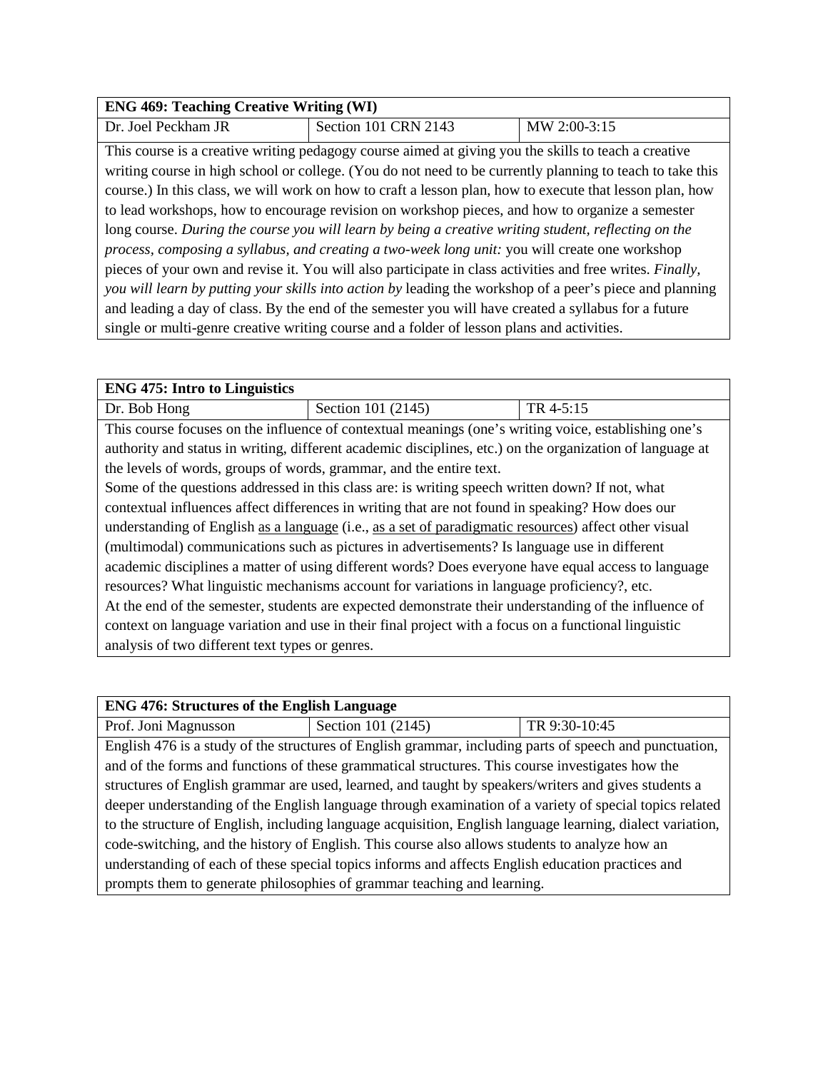| **ENG 469: Teaching Creative Writing (WI)** | | |
|---|---|---|
| Dr. Joel Peckham JR | Section 101 CRN 2143 | MW 2:00-3:15 |
| This course is a creative writing pedagogy course aimed at giving you the skills to teach a creative writing course in high school or college. (You do not need to be currently planning to teach to take this course.) In this class, we will work on how to craft a lesson plan, how to execute that lesson plan, how to lead workshops, how to encourage revision on workshop pieces, and how to organize a semester long course. *During the course you will learn by being a creative writing student, reflecting on the process, composing a syllabus, and creating a two-week long unit:* you will create one workshop pieces of your own and revise it. You will also participate in class activities and free writes. *Finally, you will learn by putting your skills into action by* leading the workshop of a peer's piece and planning and leading a day of class. By the end of the semester you will have created a syllabus for a future single or multi-genre creative writing course and a folder of lesson plans and activities. | | |

| **ENG 475: Intro to Linguistics** | | |
|---|---|---|
| Dr. Bob Hong | Section 101 (2145) | TR 4-5:15 |
| This course focuses on the influence of contextual meanings (one's writing voice, establishing one's authority and status in writing, different academic disciplines, etc.) on the organization of language at the levels of words, groups of words, grammar, and the entire text. Some of the questions addressed in this class are: is writing speech written down? If not, what contextual influences affect differences in writing that are not found in speaking? How does our understanding of English <u>as a language</u> (i.e., <u>as a set of paradigmatic resources</u>) affect other visual (multimodal) communications such as pictures in advertisements? Is language use in different academic disciplines a matter of using different words? Does everyone have equal access to language resources? What linguistic mechanisms account for variations in language proficiency?, etc. At the end of the semester, students are expected demonstrate their understanding of the influence of context on language variation and use in their final project with a focus on a functional linguistic analysis of two different text types or genres. | | |

| **ENG 476: Structures of the English Language** | | |
|---|---|---|
| Prof. Joni Magnusson | Section 101 (2145) | TR 9:30-10:45 |
| English 476 is a study of the structures of English grammar, including parts of speech and punctuation, and of the forms and functions of these grammatical structures. This course investigates how the structures of English grammar are used, learned, and taught by speakers/writers and gives students a deeper understanding of the English language through examination of a variety of special topics related to the structure of English, including language acquisition, English language learning, dialect variation, code-switching, and the history of English. This course also allows students to analyze how an understanding of each of these special topics informs and affects English education practices and prompts them to generate philosophies of grammar teaching and learning. | | |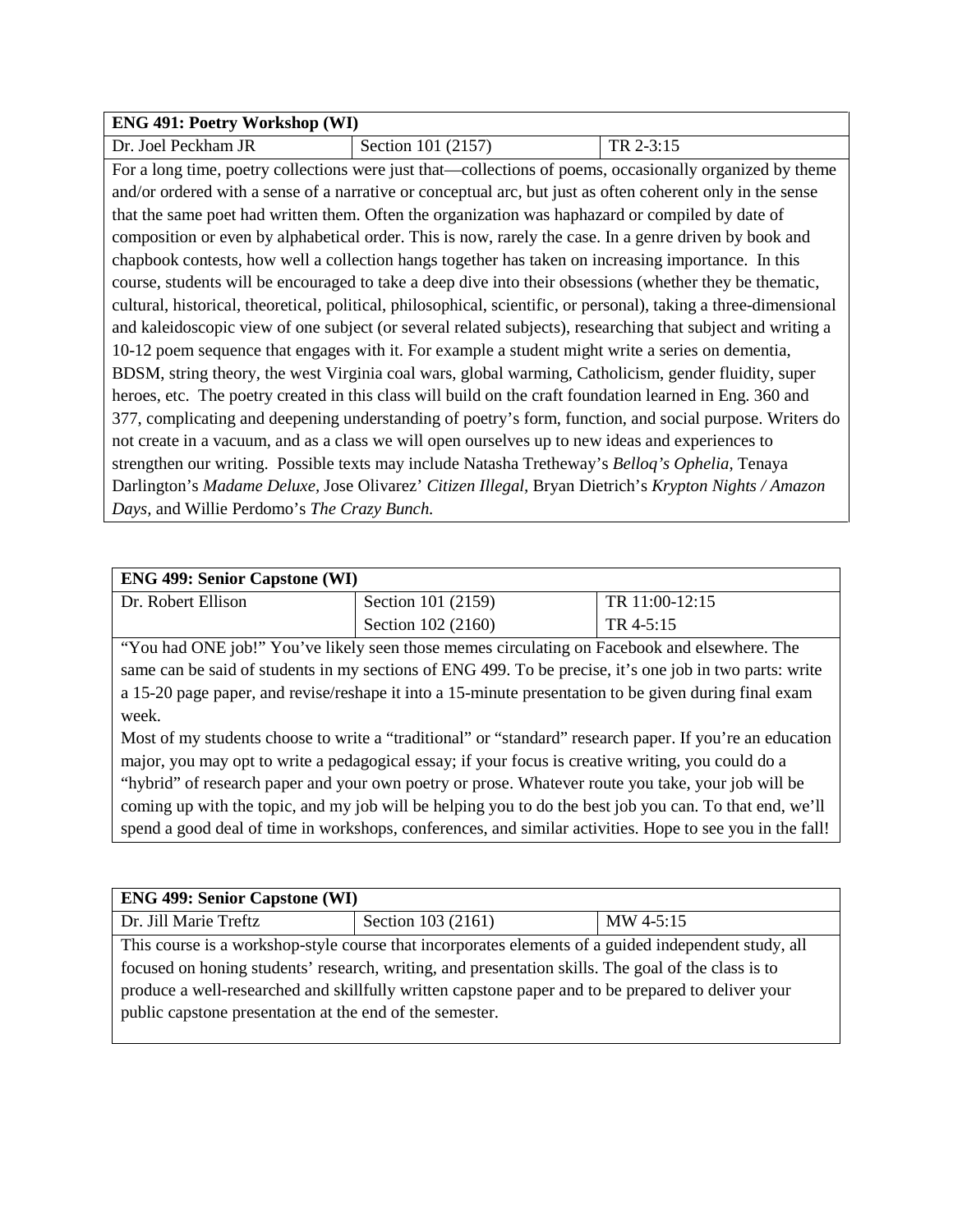| **ENG 491: Poetry Workshop (WI)** | | |
|---|---|---|
| Dr. Joel Peckham JR | Section 101 (2157) | TR 2-3:15 |

For a long time, poetry collections were just that—collections of poems, occasionally organized by theme and/or ordered with a sense of a narrative or conceptual arc, but just as often coherent only in the sense that the same poet had written them. Often the organization was haphazard or compiled by date of composition or even by alphabetical order. This is now, rarely the case. In a genre driven by book and chapbook contests, how well a collection hangs together has taken on increasing importance. In this course, students will be encouraged to take a deep dive into their obsessions (whether they be thematic, cultural, historical, theoretical, political, philosophical, scientific, or personal), taking a three-dimensional and kaleidoscopic view of one subject (or several related subjects), researching that subject and writing a 10-12 poem sequence that engages with it. For example a student might write a series on dementia, BDSM, string theory, the west Virginia coal wars, global warming, Catholicism, gender fluidity, super heroes, etc. The poetry created in this class will build on the craft foundation learned in Eng. 360 and 377, complicating and deepening understanding of poetry's form, function, and social purpose. Writers do not create in a vacuum, and as a class we will open ourselves up to new ideas and experiences to strengthen our writing. Possible texts may include Natasha Tretheway's *Belloq's Ophelia*, Tenaya Darlington's *Madame Deluxe*, Jose Olivarez' *Citizen Illegal*, Bryan Dietrich's *Krypton Nights / Amazon Days*, and Willie Perdomo's *The Crazy Bunch.*

| **ENG 499: Senior Capstone (WI)** | | |
|---|---|---|
| Dr. Robert Ellison | Section 101 (2159) | TR 11:00-12:15 |
| | Section 102 (2160) | TR 4-5:15 |

"You had ONE job!" You've likely seen those memes circulating on Facebook and elsewhere. The same can be said of students in my sections of ENG 499. To be precise, it's one job in two parts: write a 15-20 page paper, and revise/reshape it into a 15-minute presentation to be given during final exam week.

Most of my students choose to write a "traditional" or "standard" research paper. If you're an education major, you may opt to write a pedagogical essay; if your focus is creative writing, you could do a "hybrid" of research paper and your own poetry or prose. Whatever route you take, your job will be coming up with the topic, and my job will be helping you to do the best job you can. To that end, we'll spend a good deal of time in workshops, conferences, and similar activities. Hope to see you in the fall!

| **ENG 499: Senior Capstone (WI)** | | |
|---|---|---|
| Dr. Jill Marie Treftz | Section 103 (2161) | MW 4-5:15 |

This course is a workshop-style course that incorporates elements of a guided independent study, all focused on honing students' research, writing, and presentation skills. The goal of the class is to produce a well-researched and skillfully written capstone paper and to be prepared to deliver your public capstone presentation at the end of the semester.